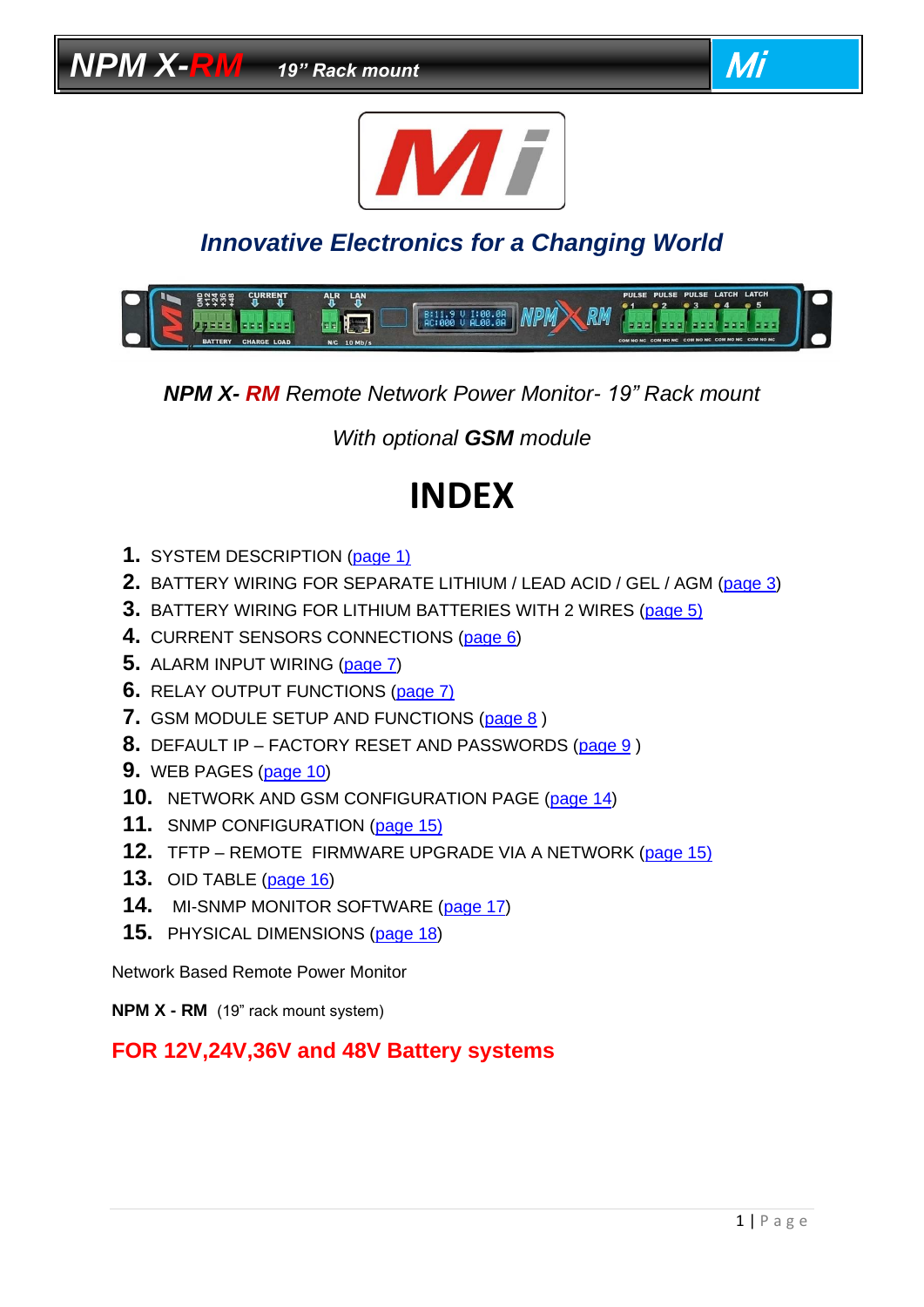# NPM X-RM 19" Rack mount

## *Innovative Electronics for a Changing World*

***NPM X- RM** Remote Network Power Monitor- 19" Rack mount*

*With optional **GSM** module*

# INDEX

1. SYSTEM DESCRIPTION (page 1)
2. BATTERY WIRING FOR SEPARATE LITHIUM / LEAD ACID / GEL / AGM (page 3)
3. BATTERY WIRING FOR LITHIUM BATTERIES WITH 2 WIRES (page 5)
4. CURRENT SENSORS CONNECTIONS (page 6)
5. ALARM INPUT WIRING (page 7)
6. RELAY OUTPUT FUNCTIONS (page 7)
7. GSM MODULE SETUP AND FUNCTIONS (page 8 )
8. DEFAULT IP – FACTORY RESET AND PASSWORDS (page 9 )
9. WEB PAGES (page 10)
10. NETWORK AND GSM CONFIGURATION PAGE (page 14)
11. SNMP CONFIGURATION (page 15)
12. TFTP – REMOTE FIRMWARE UPGRADE VIA A NETWORK (page 15)
13. OID TABLE (page 16)
14. MI-SNMP MONITOR SOFTWARE (page 17)
15. PHYSICAL DIMENSIONS (page 18)

Network Based Remote Power Monitor

**NPM X - RM** (19" rack mount system)

**FOR 12V,24V,36V and 48V Battery systems**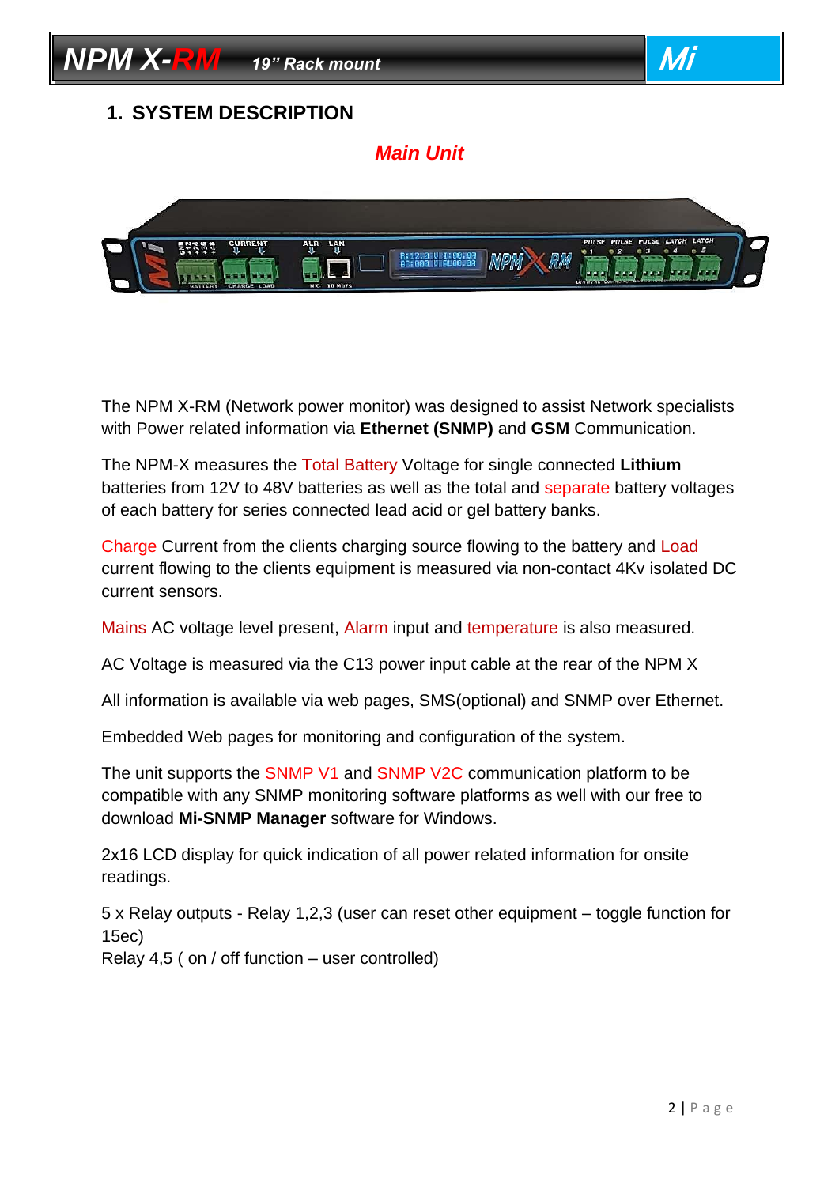## 1. SYSTEM DESCRIPTION

*Main Unit*

The NPM X-RM (Network power monitor) was designed to assist Network specialists with Power related information via **Ethernet (SNMP)** and **GSM** Communication.

The NPM-X measures the Total Battery Voltage for single connected **Lithium** batteries from 12V to 48V batteries as well as the total and separate battery voltages of each battery for series connected lead acid or gel battery banks.

Charge Current from the clients charging source flowing to the battery and Load current flowing to the clients equipment is measured via non-contact 4Kv isolated DC current sensors.

Mains AC voltage level present, Alarm input and temperature is also measured.

AC Voltage is measured via the C13 power input cable at the rear of the NPM X

All information is available via web pages, SMS(optional) and SNMP over Ethernet.

Embedded Web pages for monitoring and configuration of the system.

The unit supports the SNMP V1 and SNMP V2C communication platform to be compatible with any SNMP monitoring software platforms as well with our free to download **Mi-SNMP Manager** software for Windows.

2x16 LCD display for quick indication of all power related information for onsite readings.

5 x Relay outputs - Relay 1,2,3 (user can reset other equipment – toggle function for 15ec)
Relay 4,5 ( on / off function – user controlled)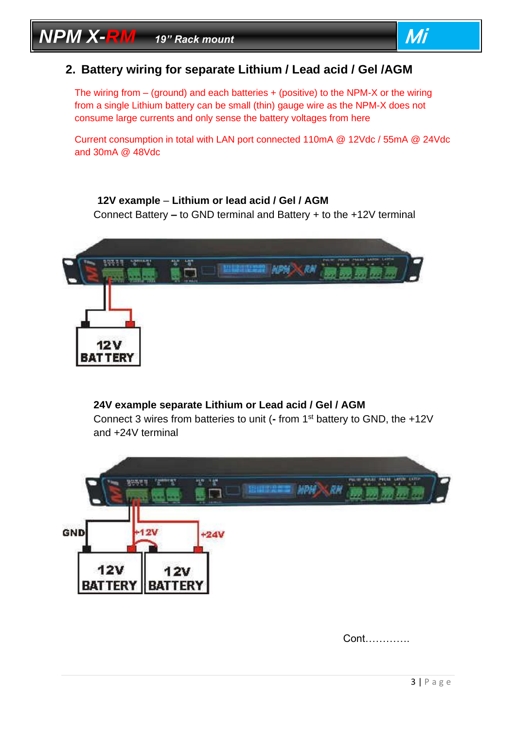## 2. Battery wiring for separate Lithium / Lead acid / Gel /AGM

The wiring from – (ground) and each batteries + (positive) to the NPM-X or the wiring from a single Lithium battery can be small (thin) gauge wire as the NPM-X does not consume large currents and only sense the battery voltages from here

Current consumption in total with LAN port connected 110mA @ 12Vdc / 55mA @ 24Vdc and 30mA @ 48Vdc

**12V example** – **Lithium or lead acid / Gel / AGM**

Connect Battery **–** to GND terminal and Battery + to the +12V terminal

**24V example separate Lithium or Lead acid / Gel / AGM**

Connect 3 wires from batteries to unit (**-** from 1st battery to GND, the +12V and +24V terminal

Cont………….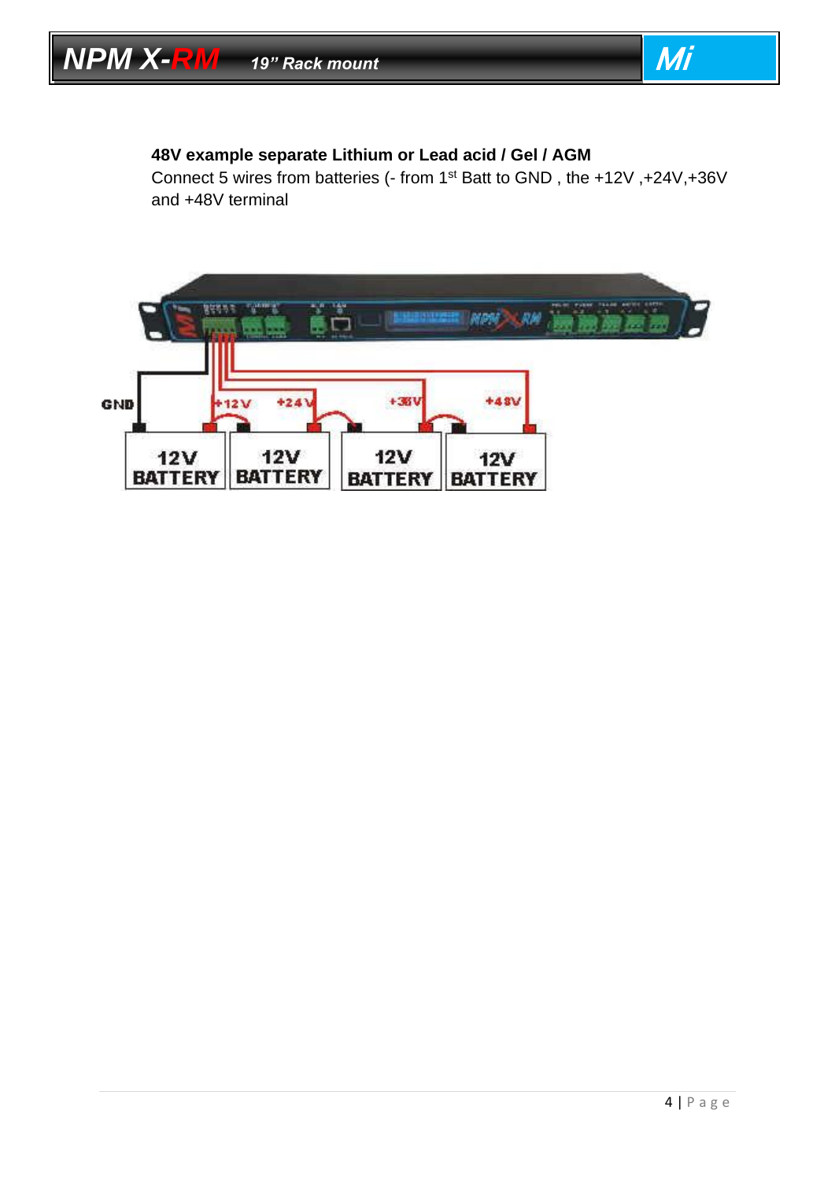**48V example separate Lithium or Lead acid / Gel / AGM**

Connect 5 wires from batteries (- from 1st Batt to GND , the +12V ,+24V,+36V and +48V terminal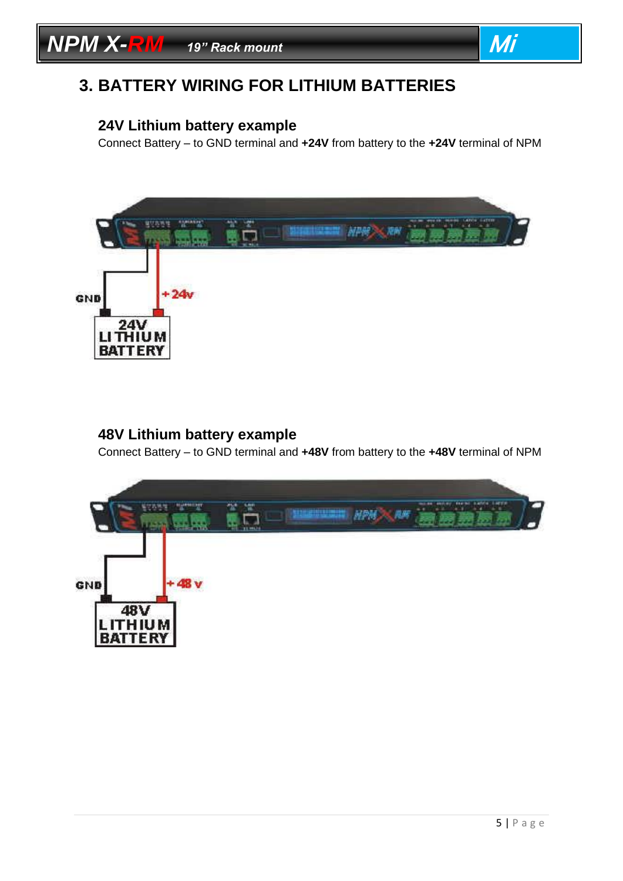# 3. BATTERY WIRING FOR LITHIUM BATTERIES

## 24V Lithium battery example

Connect Battery – to GND terminal and **+24V** from battery to the **+24V** terminal of NPM

## 48V Lithium battery example

Connect Battery – to GND terminal and **+48V** from battery to the **+48V** terminal of NPM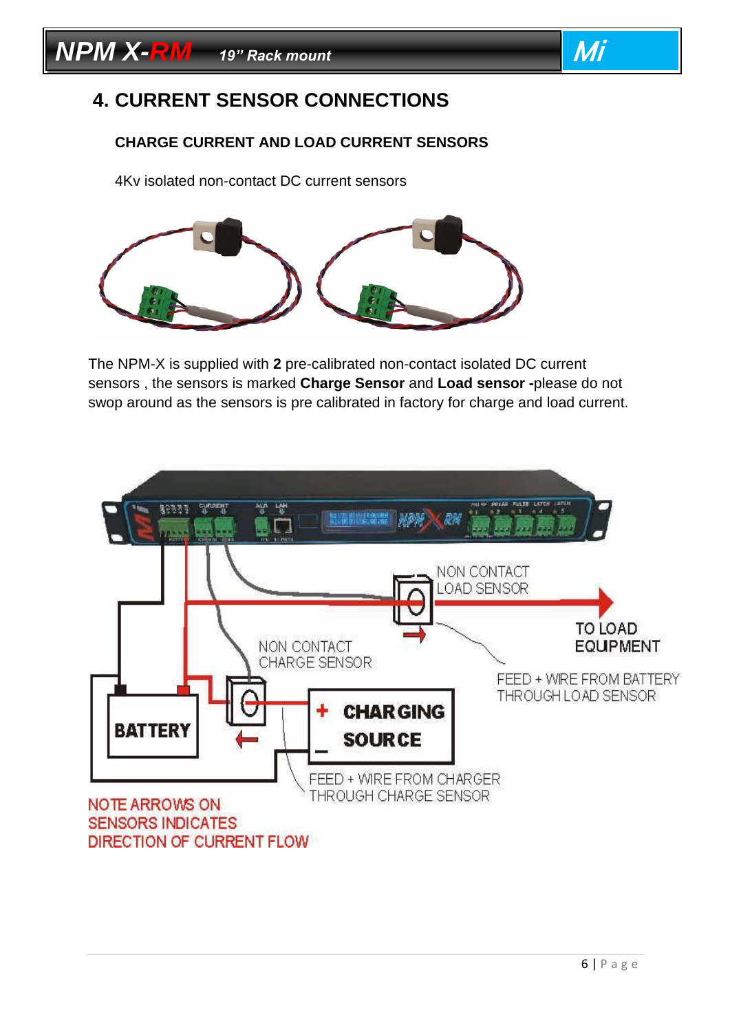# 4. CURRENT SENSOR CONNECTIONS

### CHARGE CURRENT AND LOAD CURRENT SENSORS

4Kv isolated non-contact DC current sensors

The NPM-X is supplied with **2** pre-calibrated non-contact isolated DC current sensors , the sensors is marked **Charge Sensor** and **Load sensor -**please do not swop around as the sensors is pre calibrated in factory for charge and load current.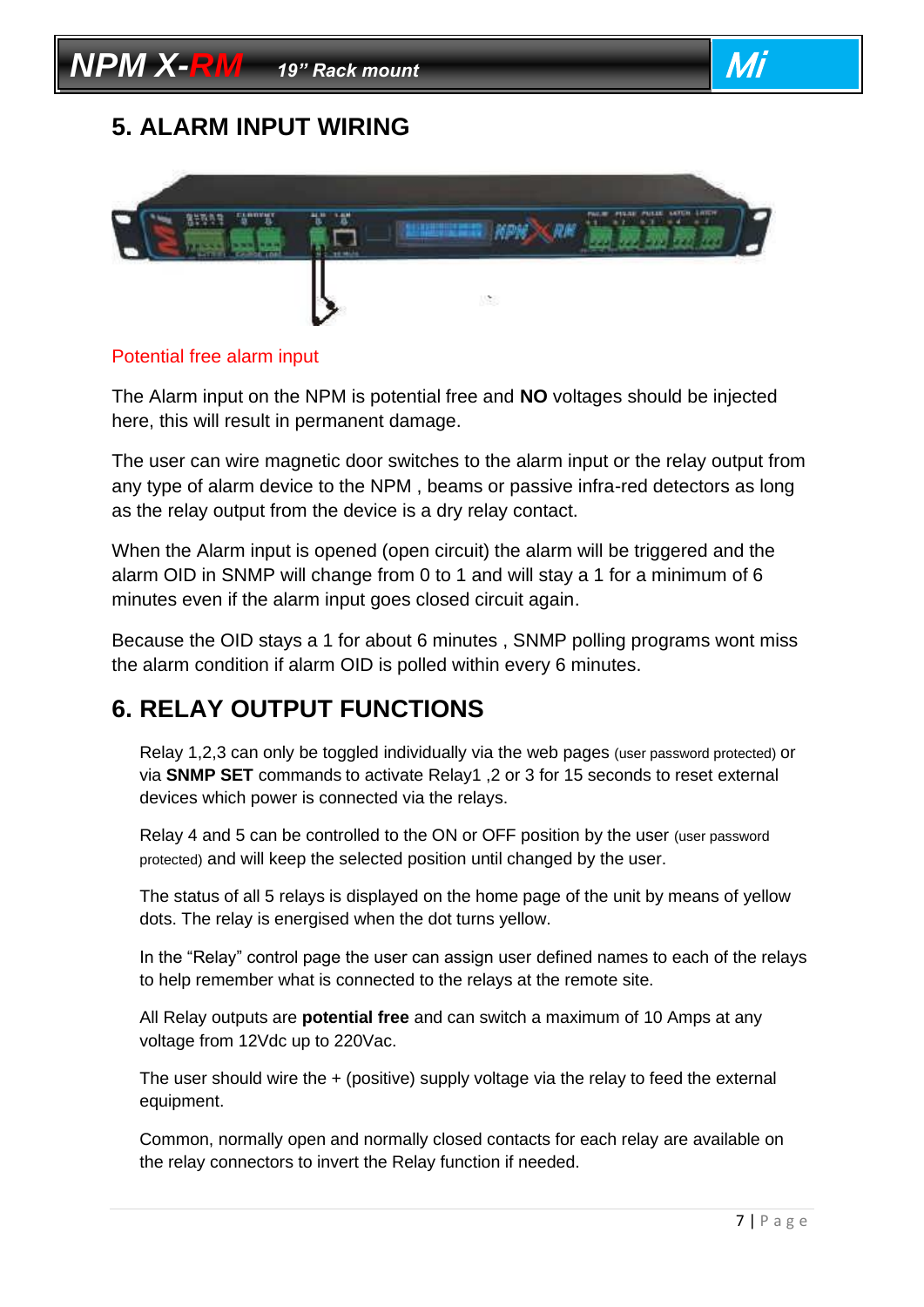# 5. ALARM INPUT WIRING

Potential free alarm input

The Alarm input on the NPM is potential free and **NO** voltages should be injected here, this will result in permanent damage.

The user can wire magnetic door switches to the alarm input or the relay output from any type of alarm device to the NPM , beams or passive infra-red detectors as long as the relay output from the device is a dry relay contact.

When the Alarm input is opened (open circuit) the alarm will be triggered and the alarm OID in SNMP will change from 0 to 1 and will stay a 1 for a minimum of 6 minutes even if the alarm input goes closed circuit again.

Because the OID stays a 1 for about 6 minutes , SNMP polling programs wont miss the alarm condition if alarm OID is polled within every 6 minutes.

# 6. RELAY OUTPUT FUNCTIONS

Relay 1,2,3 can only be toggled individually via the web pages (user password protected) or via **SNMP SET** commands to activate Relay1 ,2 or 3 for 15 seconds to reset external devices which power is connected via the relays.

Relay 4 and 5 can be controlled to the ON or OFF position by the user (user password protected) and will keep the selected position until changed by the user.

The status of all 5 relays is displayed on the home page of the unit by means of yellow dots. The relay is energised when the dot turns yellow.

In the "Relay" control page the user can assign user defined names to each of the relays to help remember what is connected to the relays at the remote site.

All Relay outputs are **potential free** and can switch a maximum of 10 Amps at any voltage from 12Vdc up to 220Vac.

The user should wire the + (positive) supply voltage via the relay to feed the external equipment.

Common, normally open and normally closed contacts for each relay are available on the relay connectors to invert the Relay function if needed.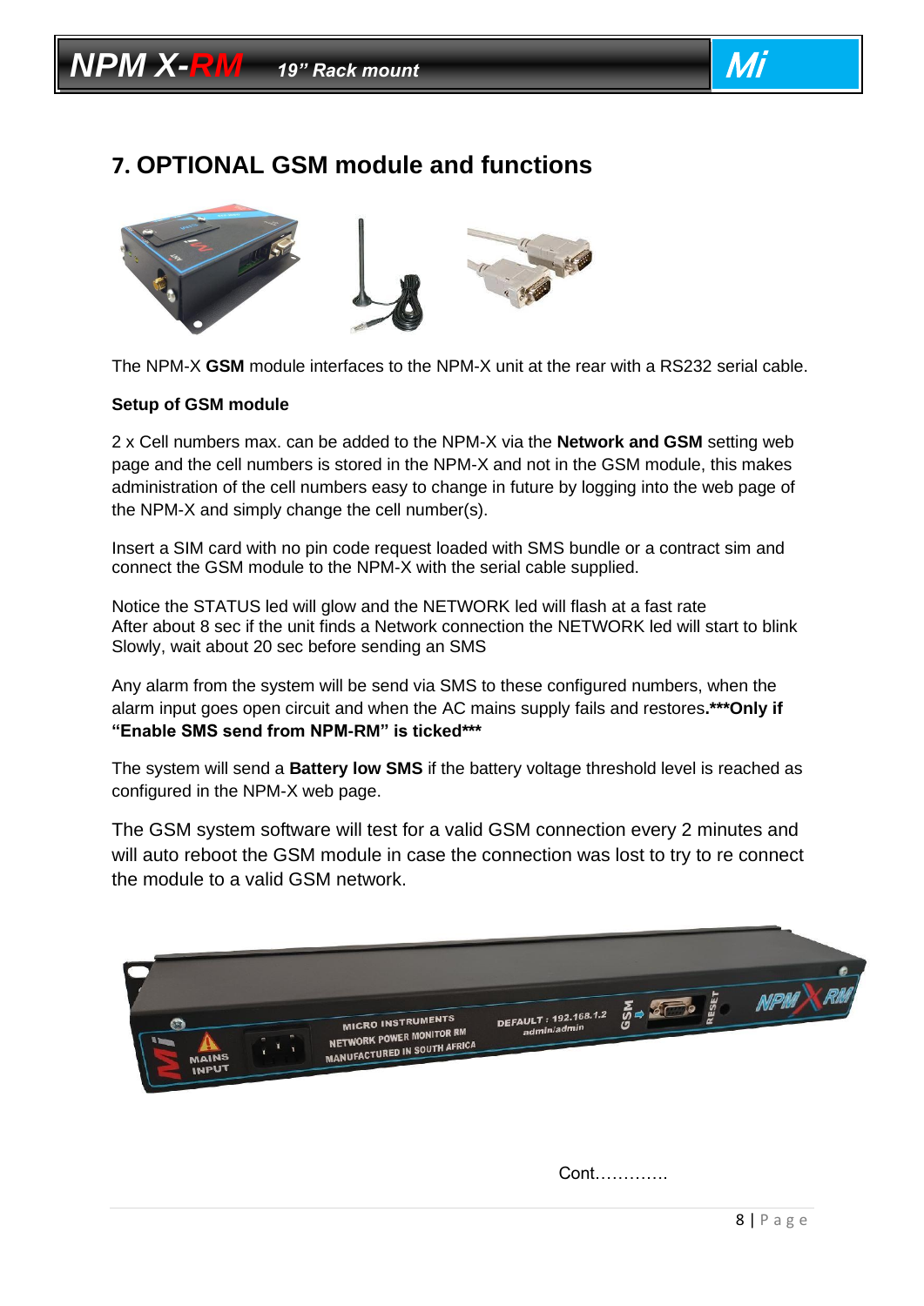## 7. OPTIONAL GSM module and functions

The NPM-X **GSM** module interfaces to the NPM-X unit at the rear with a RS232 serial cable.

**Setup of GSM module**

2 x Cell numbers max. can be added to the NPM-X via the **Network and GSM** setting web page and the cell numbers is stored in the NPM-X and not in the GSM module, this makes administration of the cell numbers easy to change in future by logging into the web page of the NPM-X and simply change the cell number(s).

Insert a SIM card with no pin code request loaded with SMS bundle or a contract sim and connect the GSM module to the NPM-X with the serial cable supplied.

Notice the STATUS led will glow and the NETWORK led will flash at a fast rate
After about 8 sec if the unit finds a Network connection the NETWORK led will start to blink Slowly, wait about 20 sec before sending an SMS

Any alarm from the system will be send via SMS to these configured numbers, when the alarm input goes open circuit and when the AC mains supply fails and restores**.\*\*\*Only if "Enable SMS send from NPM-RM" is ticked\*\*\***

The system will send a **Battery low SMS** if the battery voltage threshold level is reached as configured in the NPM-X web page.

The GSM system software will test for a valid GSM connection every 2 minutes and will auto reboot the GSM module in case the connection was lost to try to re connect the module to a valid GSM network.

Cont………….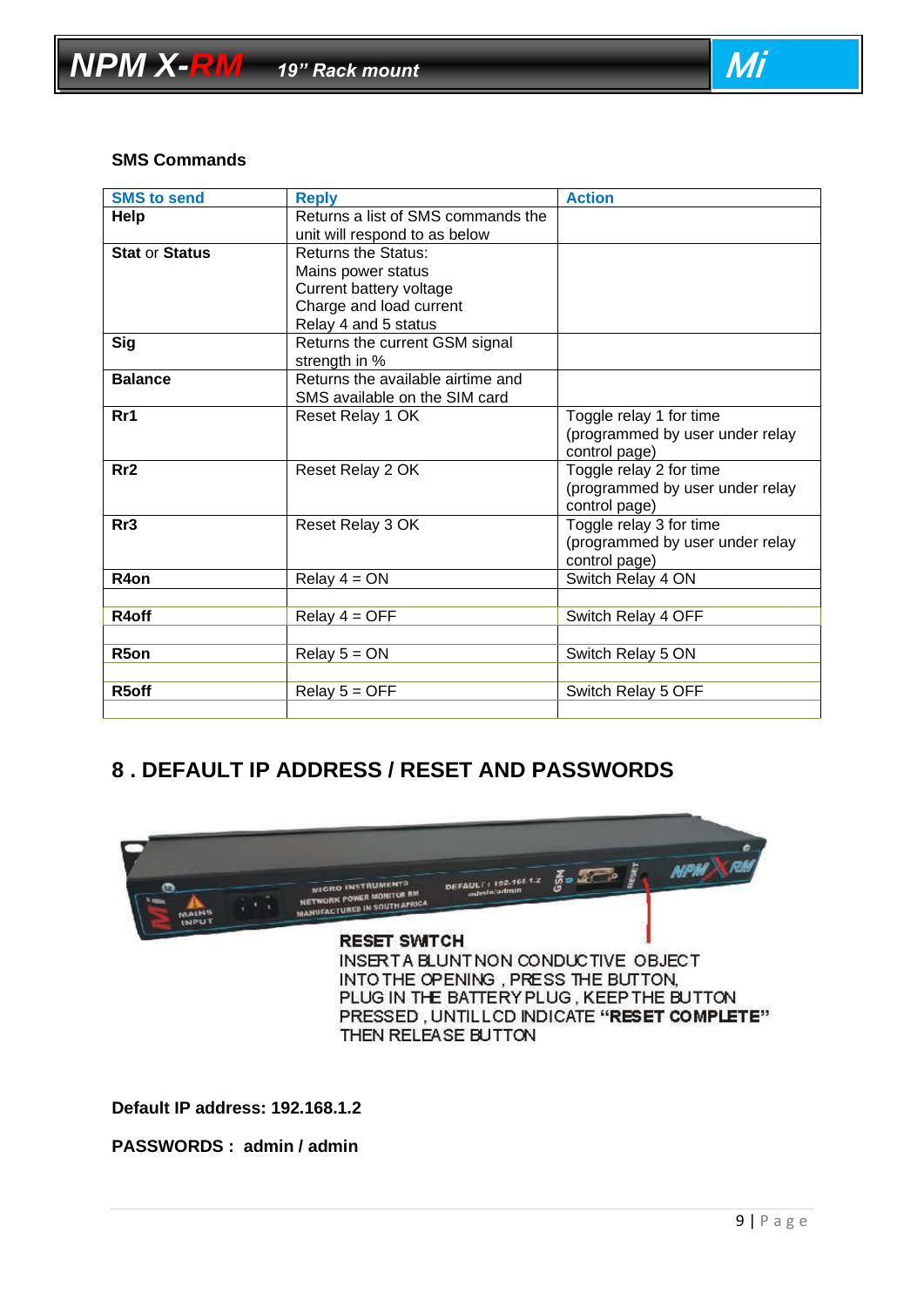**SMS Commands**

| SMS to send | Reply | Action |
|---|---|---|
| **Help** | Returns a list of SMS commands the unit will respond to as below | |
| **Stat** or **Status** | Returns the Status:<br>Mains power status<br>Current battery voltage<br>Charge and load current<br>Relay 4 and 5 status | |
| **Sig** | Returns the current GSM signal strength in % | |
| **Balance** | Returns the available airtime and SMS available on the SIM card | |
| **Rr1** | Reset Relay 1 OK | Toggle relay 1 for time (programmed by user under relay control page) |
| **Rr2** | Reset Relay 2 OK | Toggle relay 2 for time (programmed by user under relay control page) |
| **Rr3** | Reset Relay 3 OK | Toggle relay 3 for time (programmed by user under relay control page) |
| **R4on** | Relay 4 = ON | Switch Relay 4 ON |
| **R4off** | Relay 4 = OFF | Switch Relay 4 OFF |
| **R5on** | Relay 5 = ON | Switch Relay 5 ON |
| **R5off** | Relay 5 = OFF | Switch Relay 5 OFF |

## 8 . DEFAULT IP ADDRESS / RESET AND PASSWORDS

**RESET SWITCH**
INSERT A BLUNT NON CONDUCTIVE OBJECT INTO THE OPENING , PRESS THE BUTTON, PLUG IN THE BATTERY PLUG , KEEP THE BUTTON PRESSED , UNTIL LCD INDICATE **"RESET COMPLETE"** THEN RELEASE BUTTON

**Default IP address: 192.168.1.2**

**PASSWORDS : admin / admin**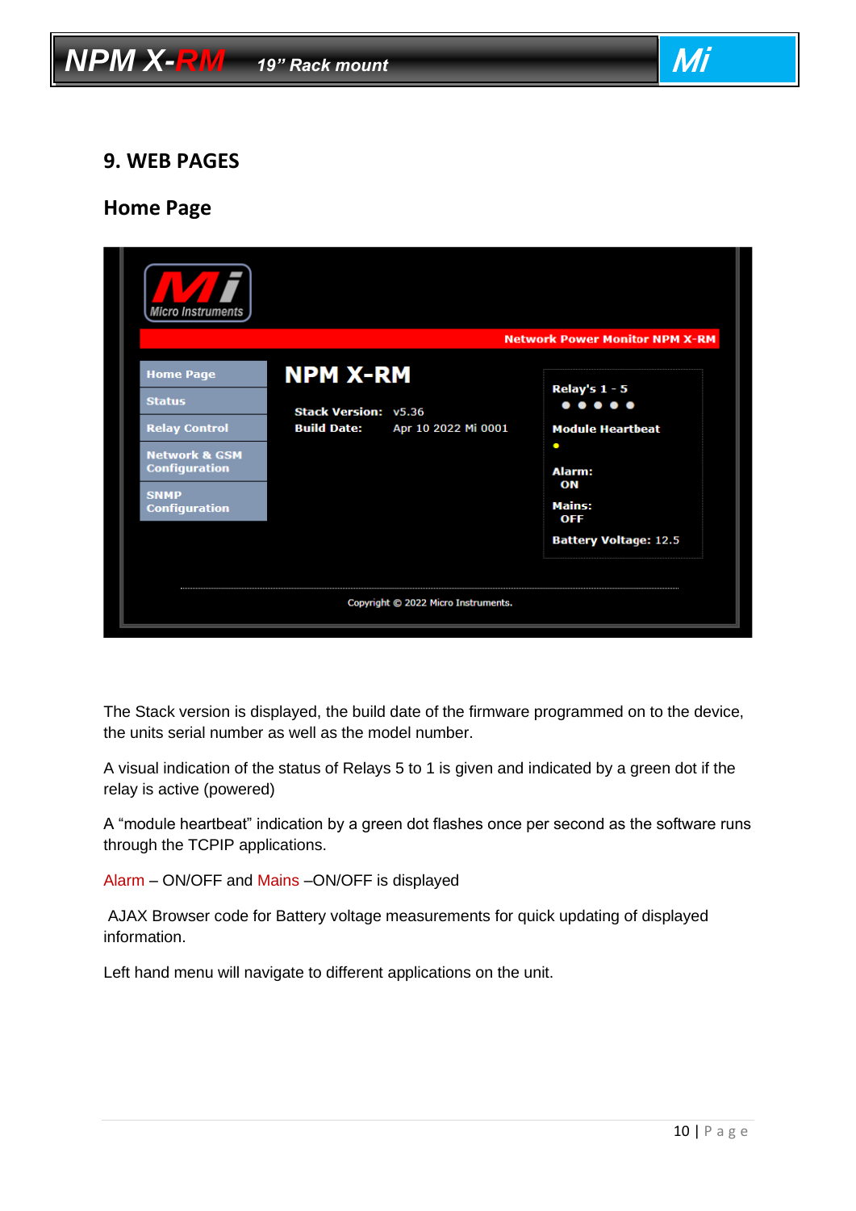## 9. WEB PAGES

### Home Page

Micro Instruments

Network Power Monitor NPM X-RM

- Home Page
- Status
- Relay Control
- Network & GSM Configuration
- SNMP Configuration

**NPM X-RM**

**Stack Version:** v5.36
**Build Date:** Apr 10 2022 Mi 0001

**Relay's 1 - 5**
● ● ● ● ●

**Module Heartbeat**
●

**Alarm:** ON

**Mains:** OFF

**Battery Voltage:** 12.5

Copyright © 2022 Micro Instruments.

The Stack version is displayed, the build date of the firmware programmed on to the device, the units serial number as well as the model number.

A visual indication of the status of Relays 5 to 1 is given and indicated by a green dot if the relay is active (powered)

A "module heartbeat" indication by a green dot flashes once per second as the software runs through the TCPIP applications.

Alarm – ON/OFF and Mains –ON/OFF is displayed

AJAX Browser code for Battery voltage measurements for quick updating of displayed information.

Left hand menu will navigate to different applications on the unit.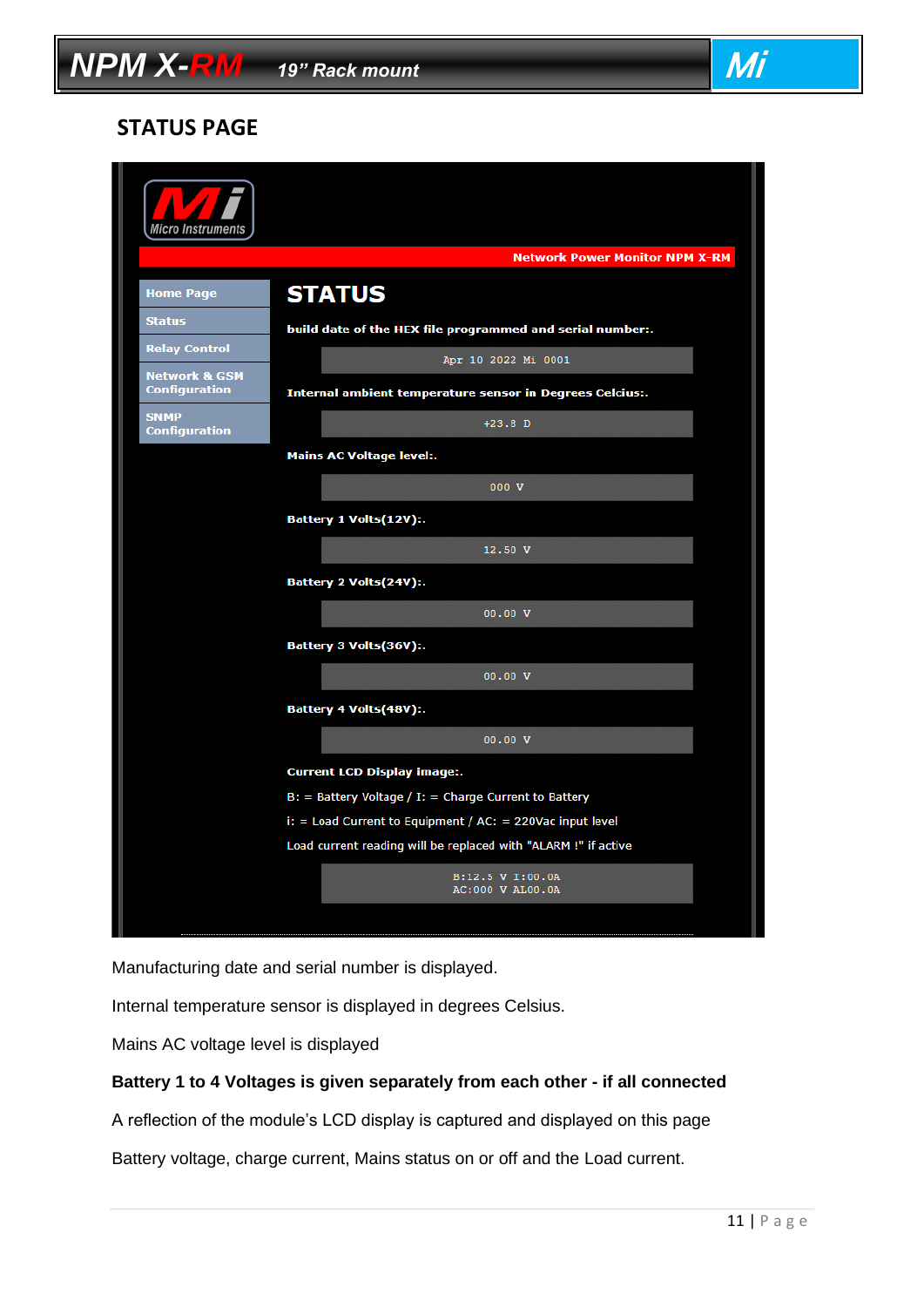## STATUS PAGE

Micro Instruments

Network Power Monitor NPM X-RM

- Home Page
- Status
- Relay Control
- Network & GSM Configuration
- SNMP Configuration

# STATUS

**build date of the HEX file programmed and serial number:.**

Apr 10 2022 Mi 0001

**Internal ambient temperature sensor in Degrees Celcius:.**

+23.8 D

**Mains AC Voltage level:.**

000 V

**Battery 1 Volts(12V):.**

12.50 V

**Battery 2 Volts(24V):.**

00.00 V

**Battery 3 Volts(36V):.**

00.00 V

**Battery 4 Volts(48V):.**

00.00 V

**Current LCD Display image:.**

B: = Battery Voltage / I: = Charge Current to Battery

i: = Load Current to Equipment / AC: = 220Vac input level

Load current reading will be replaced with "ALARM !" if active

B:12.5 V I:00.0A
AC:000 V AL00.0A

Manufacturing date and serial number is displayed.

Internal temperature sensor is displayed in degrees Celsius.

Mains AC voltage level is displayed

**Battery 1 to 4 Voltages is given separately from each other - if all connected**

A reflection of the module's LCD display is captured and displayed on this page

Battery voltage, charge current, Mains status on or off and the Load current.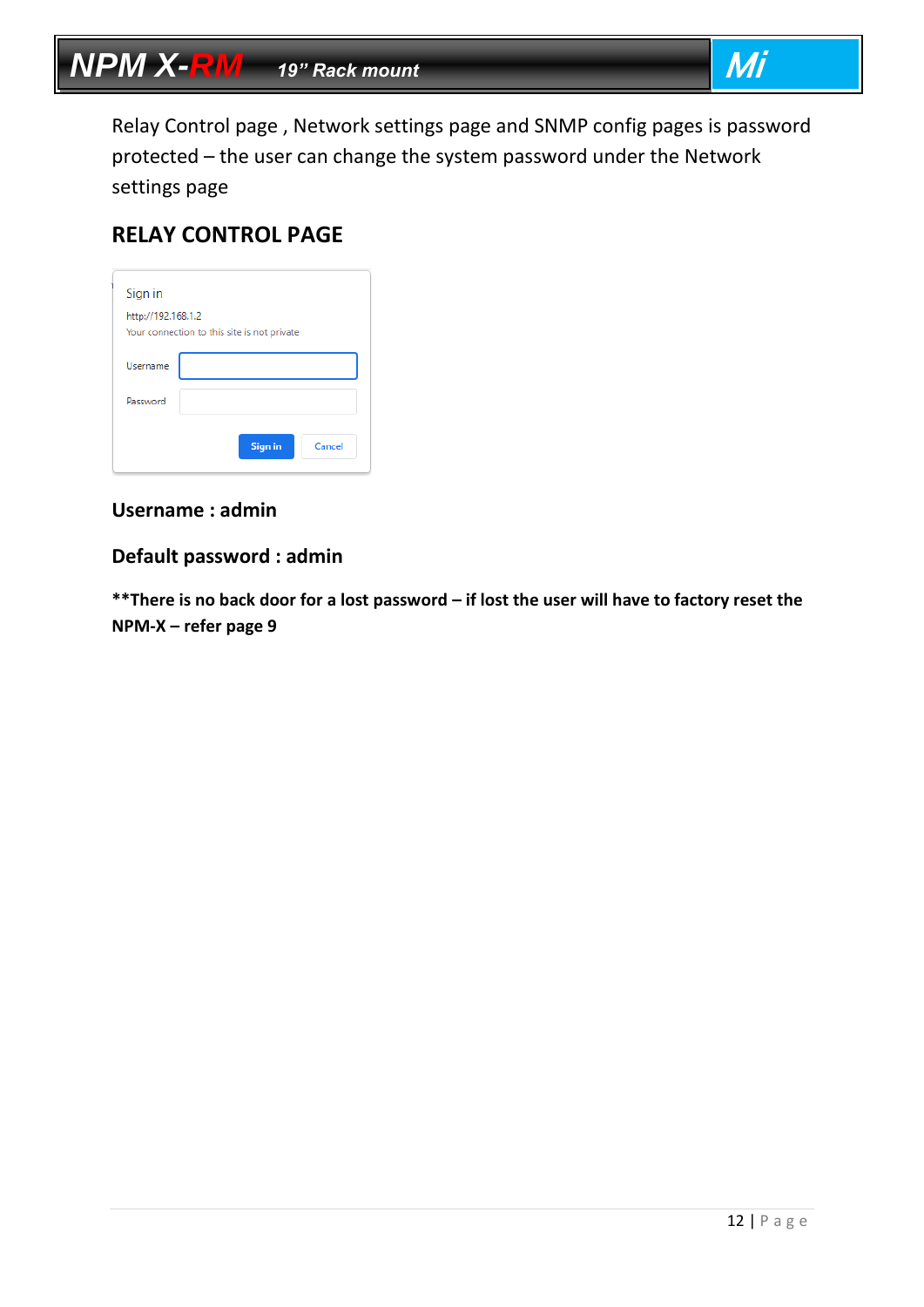Relay Control page , Network settings page and SNMP config pages is password protected – the user can change the system password under the Network settings page

## RELAY CONTROL PAGE

Sign in

http://192.168.1.2

Your connection to this site is not private

Username

Password

Sign in Cancel

**Username : admin**

**Default password : admin**

****There is no back door for a lost password – if lost the user will have to factory reset the NPM-X – refer page 9**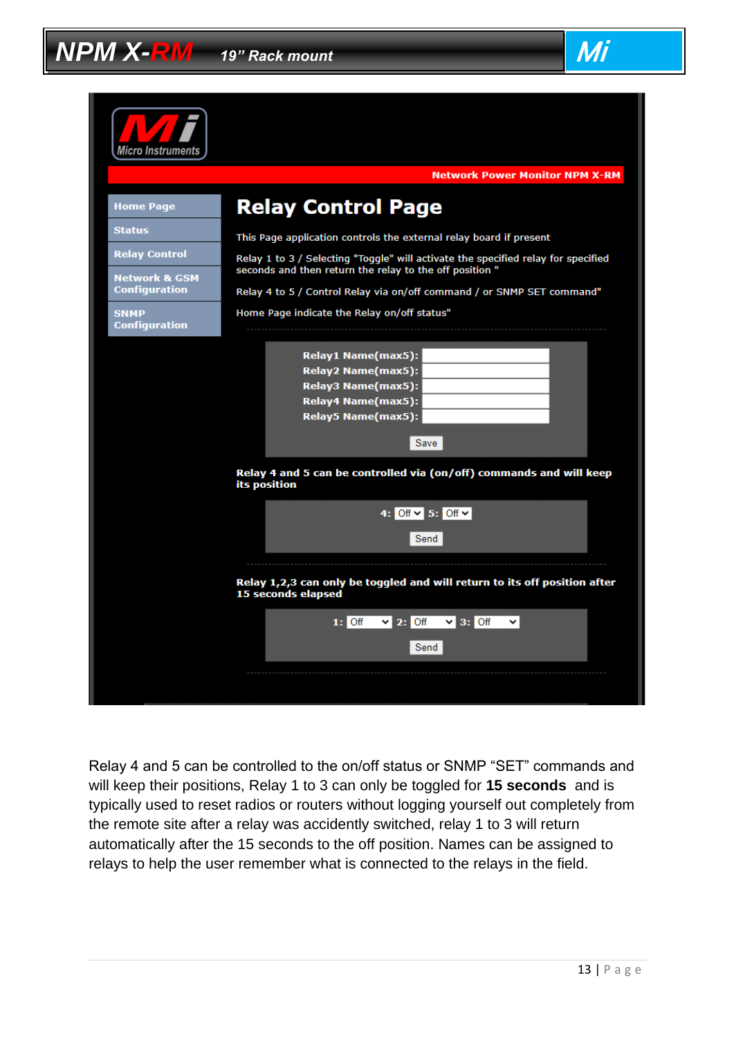# Relay Control Page

This Page application controls the external relay board if present

Relay 1 to 3 / Selecting "Toggle" will activate the specified relay for specified seconds and then return the relay to the off position "

Relay 4 to 5 / Control Relay via on/off command / or SNMP SET command"

Home Page indicate the Relay on/off status"

**Relay1 Name(max5):**
**Relay2 Name(max5):**
**Relay3 Name(max5):**
**Relay4 Name(max5):**
**Relay5 Name(max5):**

Save

**Relay 4 and 5 can be controlled via (on/off) commands and will keep its position**

**4:** Off **5:** Off

Send

**Relay 1,2,3 can only be toggled and will return to its off position after 15 seconds elapsed**

**1:** Off **2:** Off **3:** Off

Send

Relay 4 and 5 can be controlled to the on/off status or SNMP "SET" commands and will keep their positions, Relay 1 to 3 can only be toggled for **15 seconds** and is typically used to reset radios or routers without logging yourself out completely from the remote site after a relay was accidently switched, relay 1 to 3 will return automatically after the 15 seconds to the off position. Names can be assigned to relays to help the user remember what is connected to the relays in the field.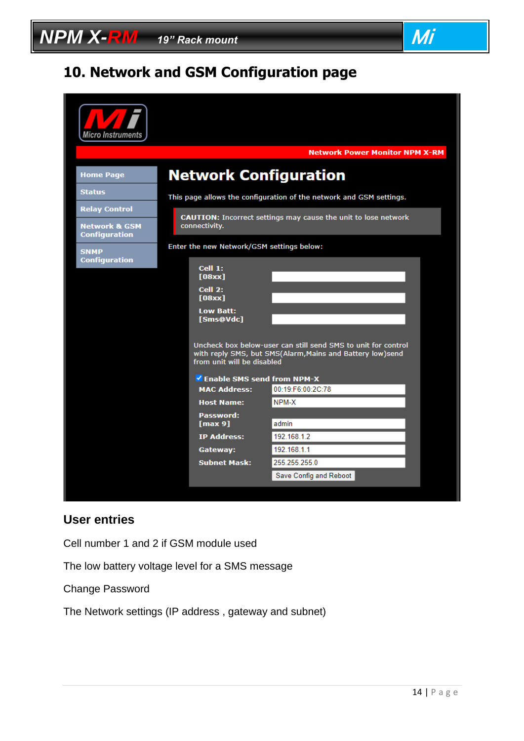# 10. Network and GSM Configuration page

Network Power Monitor NPM X-RM

- Home Page
- Status
- Relay Control
- Network & GSM Configuration
- SNMP Configuration

## Network Configuration

This page allows the configuration of the network and GSM settings.

**CAUTION:** Incorrect settings may cause the unit to lose network connectivity.

Enter the new Network/GSM settings below:

| | |
|---|---|
| **Cell 1: [08xx]** | |
| **Cell 2: [08xx]** | |
| **Low Batt: [Sms@Vdc]** | |

Uncheck box below-user can still send SMS to unit for control with reply SMS, but SMS(Alarm,Mains and Battery low)send from unit will be disabled

☑ **Enable SMS send from NPM-X**

| | |
|---|---|
| **MAC Address:** | 00:19:F6:00:2C:78 |
| **Host Name:** | NPM-X |
| **Password: [max 9]** | admin |
| **IP Address:** | 192.168.1.2 |
| **Gateway:** | 192.168.1.1 |
| **Subnet Mask:** | 255.255.255.0 |

Save Config and Reboot

## User entries

Cell number 1 and 2 if GSM module used

The low battery voltage level for a SMS message

Change Password

The Network settings (IP address , gateway and subnet)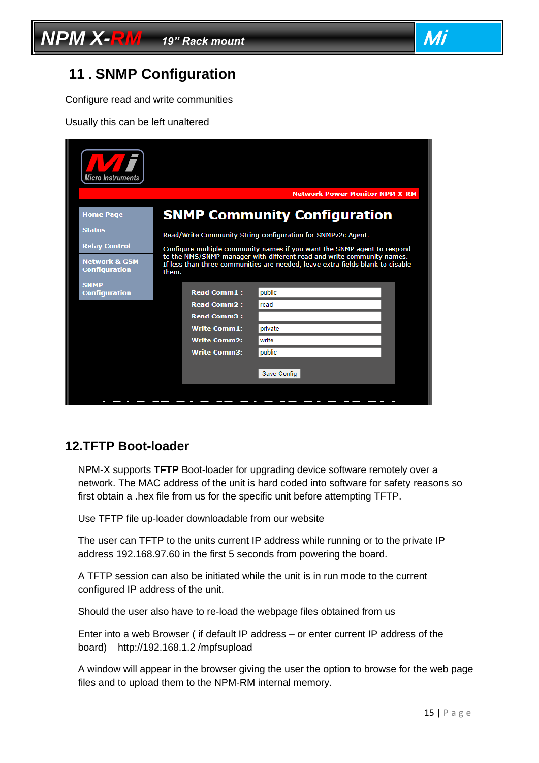# 11 . SNMP Configuration

Configure read and write communities

Usually this can be left unaltered

Network Power Monitor NPM X-RM

## SNMP Community Configuration

Read/Write Community String configuration for SNMPv2c Agent.

Configure multiple community names if you want the SNMP agent to respond to the NMS/SNMP manager with different read and write community names. If less than three communities are needed, leave extra fields blank to disable them.

| | |
|---|---|
| Read Comm1 : | public |
| Read Comm2 : | read |
| Read Comm3 : | |
| Write Comm1: | private |
| Write Comm2: | write |
| Write Comm3: | public |

Save Config

# 12.TFTP Boot-loader

NPM-X supports **TFTP** Boot-loader for upgrading device software remotely over a network. The MAC address of the unit is hard coded into software for safety reasons so first obtain a .hex file from us for the specific unit before attempting TFTP.

Use TFTP file up-loader downloadable from our website

The user can TFTP to the units current IP address while running or to the private IP address 192.168.97.60 in the first 5 seconds from powering the board.

A TFTP session can also be initiated while the unit is in run mode to the current configured IP address of the unit.

Should the user also have to re-load the webpage files obtained from us

Enter into a web Browser ( if default IP address – or enter current IP address of the board) http://192.168.1.2 /mpfsupload

A window will appear in the browser giving the user the option to browse for the web page files and to upload them to the NPM-RM internal memory.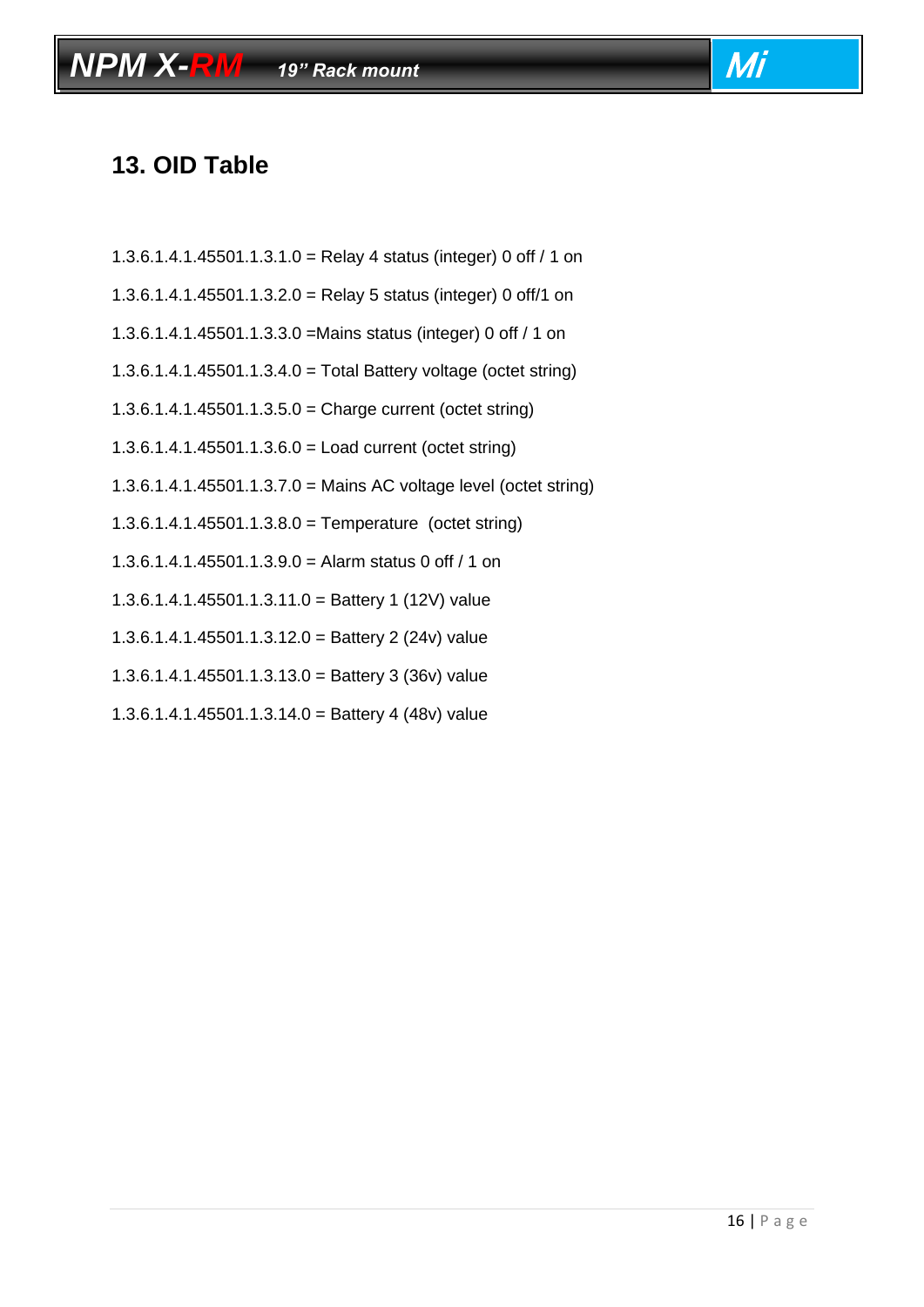## 13. OID Table

1.3.6.1.4.1.45501.1.3.1.0 = Relay 4 status (integer) 0 off / 1 on

1.3.6.1.4.1.45501.1.3.2.0 = Relay 5 status (integer) 0 off/1 on

1.3.6.1.4.1.45501.1.3.3.0 =Mains status (integer) 0 off / 1 on

1.3.6.1.4.1.45501.1.3.4.0 = Total Battery voltage (octet string)

1.3.6.1.4.1.45501.1.3.5.0 = Charge current (octet string)

1.3.6.1.4.1.45501.1.3.6.0 = Load current (octet string)

1.3.6.1.4.1.45501.1.3.7.0 = Mains AC voltage level (octet string)

1.3.6.1.4.1.45501.1.3.8.0 = Temperature (octet string)

1.3.6.1.4.1.45501.1.3.9.0 = Alarm status 0 off / 1 on

1.3.6.1.4.1.45501.1.3.11.0 = Battery 1 (12V) value

1.3.6.1.4.1.45501.1.3.12.0 = Battery 2 (24v) value

1.3.6.1.4.1.45501.1.3.13.0 = Battery 3 (36v) value

1.3.6.1.4.1.45501.1.3.14.0 = Battery 4 (48v) value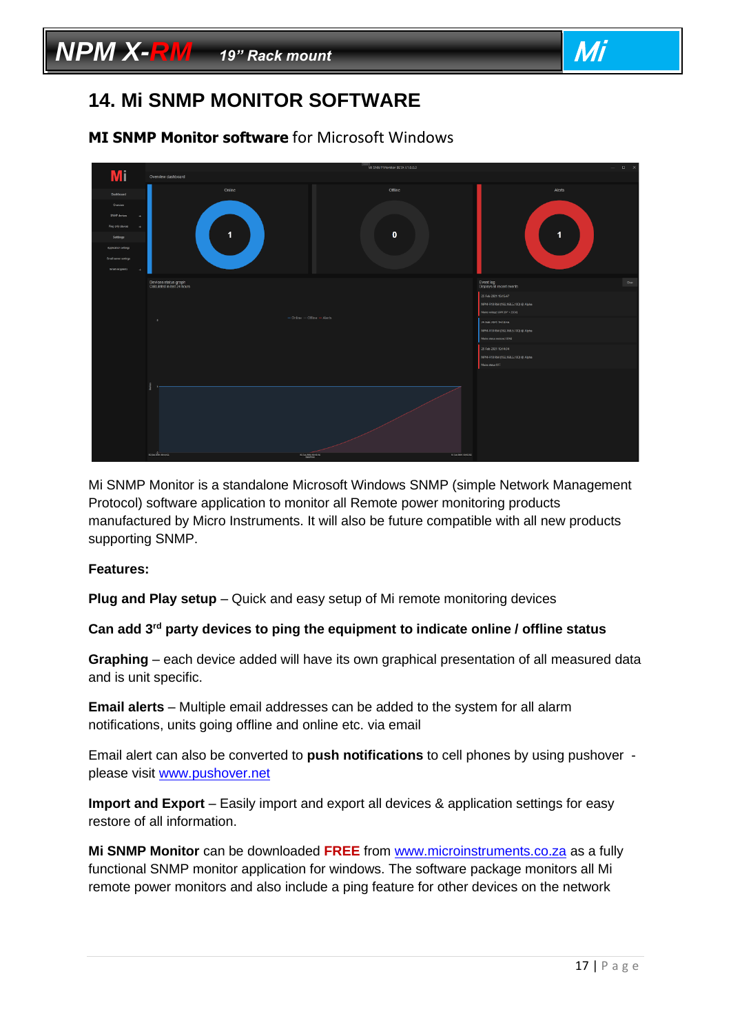# 14. Mi SNMP MONITOR SOFTWARE

**MI SNMP Monitor software** for Microsoft Windows

Mi SNMP Monitor is a standalone Microsoft Windows SNMP (simple Network Management Protocol) software application to monitor all Remote power monitoring products manufactured by Micro Instruments. It will also be future compatible with all new products supporting SNMP.

**Features:**

**Plug and Play setup** – Quick and easy setup of Mi remote monitoring devices

**Can add 3rd party devices to ping the equipment to indicate online / offline status**

**Graphing** – each device added will have its own graphical presentation of all measured data and is unit specific.

**Email alerts** – Multiple email addresses can be added to the system for all alarm notifications, units going offline and online etc. via email

Email alert can also be converted to **push notifications** to cell phones by using pushover - please visit www.pushover.net

**Import and Export** – Easily import and export all devices & application settings for easy restore of all information.

**Mi SNMP Monitor** can be downloaded **FREE** from www.microinstruments.co.za as a fully functional SNMP monitor application for windows. The software package monitors all Mi remote power monitors and also include a ping feature for other devices on the network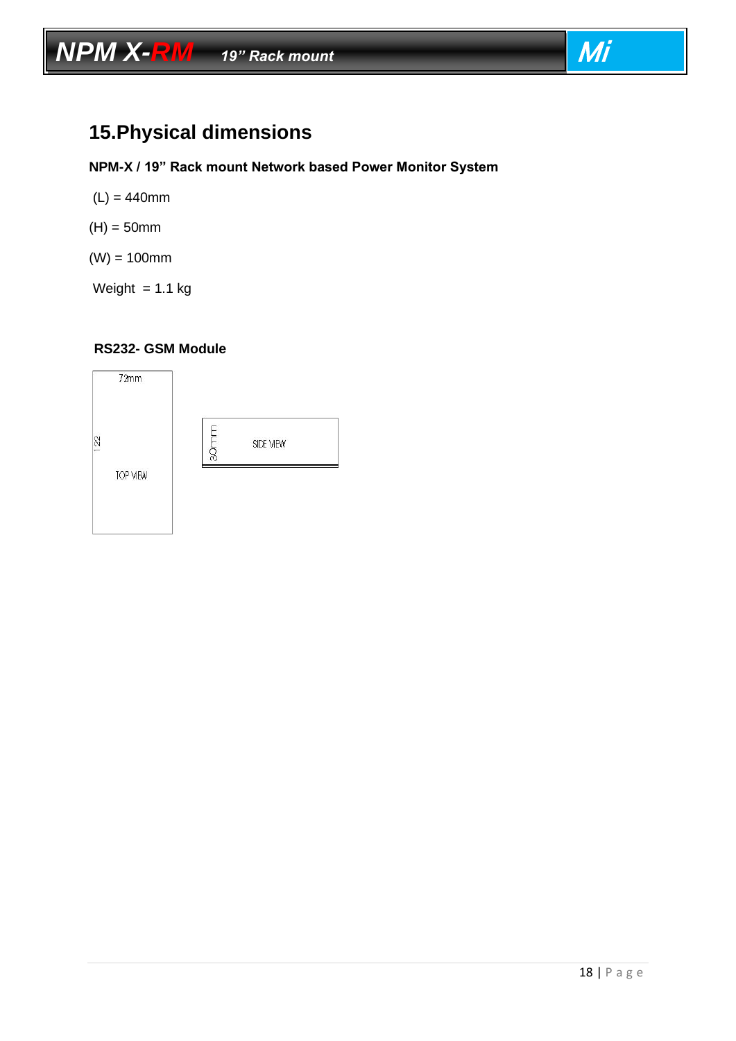# 15.Physical dimensions

**NPM-X / 19" Rack mount Network based Power Monitor System**

(L) = 440mm

(H) = 50mm

(W) = 100mm

Weight = 1.1 kg

**RS232- GSM Module**

72mm

122

TOP VIEW

30mm

SIDE VIEW